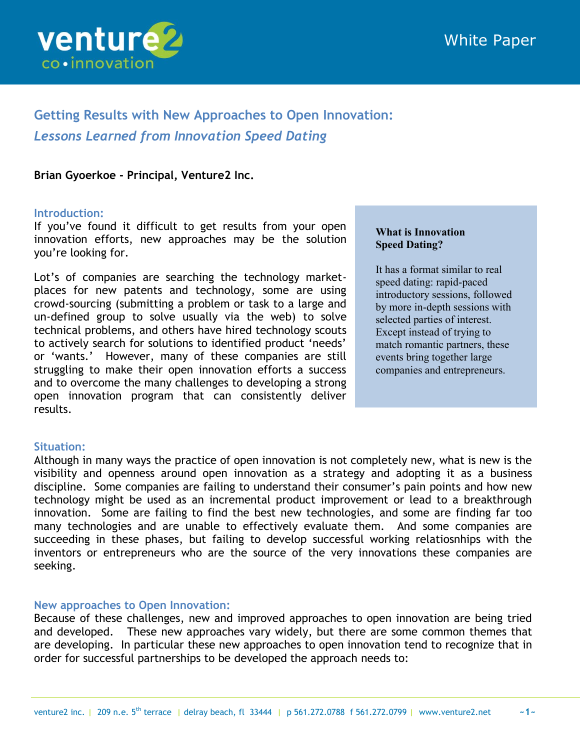venture2 co•innovation

White Paper

# Getting Results with New Approaches to Open Innovation:

## *Lessons Learned from Innovation Speed Dating*

**Brian Gyoerkoe - Principal, Venture2 Inc.**

### Introduction:

If you've found it difficult to get results from your open innovation efforts, new approaches may be the solution you're looking for.

Lot's of companies are searching the technology market-places for new patents and technology, some are using crowd-sourcing (submitting a problem or task to a large and un-defined group to solve usually via the web) to solve technical problems, and others have hired technology scouts to actively search for solutions to identified product 'needs' or 'wants.' However, many of these companies are still struggling to make their open innovation efforts a success and to overcome the many challenges to developing a strong open innovation program that can consistently deliver results.

> **What is Innovation Speed Dating?**
>
> It has a format similar to real speed dating: rapid-paced introductory sessions, followed by more in-depth sessions with selected parties of interest. Except instead of trying to match romantic partners, these events bring together large companies and entrepreneurs.

### Situation:

Although in many ways the practice of open innovation is not completely new, what is new is the visibility and openness around open innovation as a strategy and adopting it as a business discipline. Some companies are failing to understand their consumer's pain points and how new technology might be used as an incremental product improvement or lead to a breakthrough innovation. Some are failing to find the best new technologies, and some are finding far too many technologies and are unable to effectively evaluate them. And some companies are succeeding in these phases, but failing to develop successful working relatiosnhips with the inventors or entrepreneurs who are the source of the very innovations these companies are seeking.

### New approaches to Open Innovation:

Because of these challenges, new and improved approaches to open innovation are being tried and developed. These new approaches vary widely, but there are some common themes that are developing. In particular these new approaches to open innovation tend to recognize that in order for successful partnerships to be developed the approach needs to: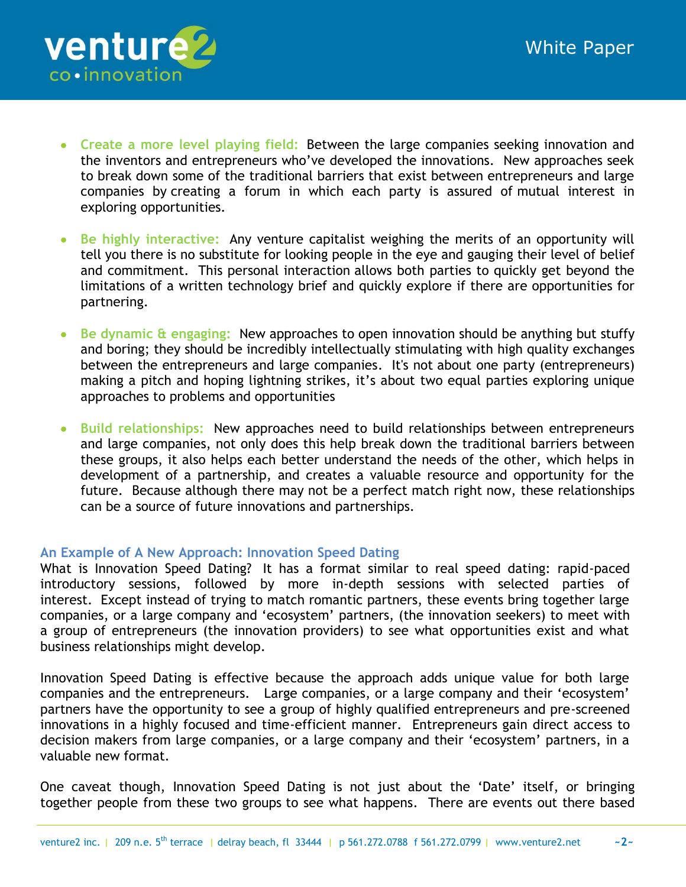- **Create a more level playing field:** Between the large companies seeking innovation and the inventors and entrepreneurs who've developed the innovations. New approaches seek to break down some of the traditional barriers that exist between entrepreneurs and large companies by creating a forum in which each party is assured of mutual interest in exploring opportunities.

- **Be highly interactive:** Any venture capitalist weighing the merits of an opportunity will tell you there is no substitute for looking people in the eye and gauging their level of belief and commitment. This personal interaction allows both parties to quickly get beyond the limitations of a written technology brief and quickly explore if there are opportunities for partnering.

- **Be dynamic & engaging:** New approaches to open innovation should be anything but stuffy and boring; they should be incredibly intellectually stimulating with high quality exchanges between the entrepreneurs and large companies. It's not about one party (entrepreneurs) making a pitch and hoping lightning strikes, it's about two equal parties exploring unique approaches to problems and opportunities

- **Build relationships:** New approaches need to build relationships between entrepreneurs and large companies, not only does this help break down the traditional barriers between these groups, it also helps each better understand the needs of the other, which helps in development of a partnership, and creates a valuable resource and opportunity for the future. Because although there may not be a perfect match right now, these relationships can be a source of future innovations and partnerships.

## An Example of A New Approach: Innovation Speed Dating

What is Innovation Speed Dating? It has a format similar to real speed dating: rapid-paced introductory sessions, followed by more in-depth sessions with selected parties of interest. Except instead of trying to match romantic partners, these events bring together large companies, or a large company and 'ecosystem' partners, (the innovation seekers) to meet with a group of entrepreneurs (the innovation providers) to see what opportunities exist and what business relationships might develop.

Innovation Speed Dating is effective because the approach adds unique value for both large companies and the entrepreneurs. Large companies, or a large company and their 'ecosystem' partners have the opportunity to see a group of highly qualified entrepreneurs and pre-screened innovations in a highly focused and time-efficient manner. Entrepreneurs gain direct access to decision makers from large companies, or a large company and their 'ecosystem' partners, in a valuable new format.

One caveat though, Innovation Speed Dating is not just about the 'Date' itself, or bringing together people from these two groups to see what happens. There are events out there based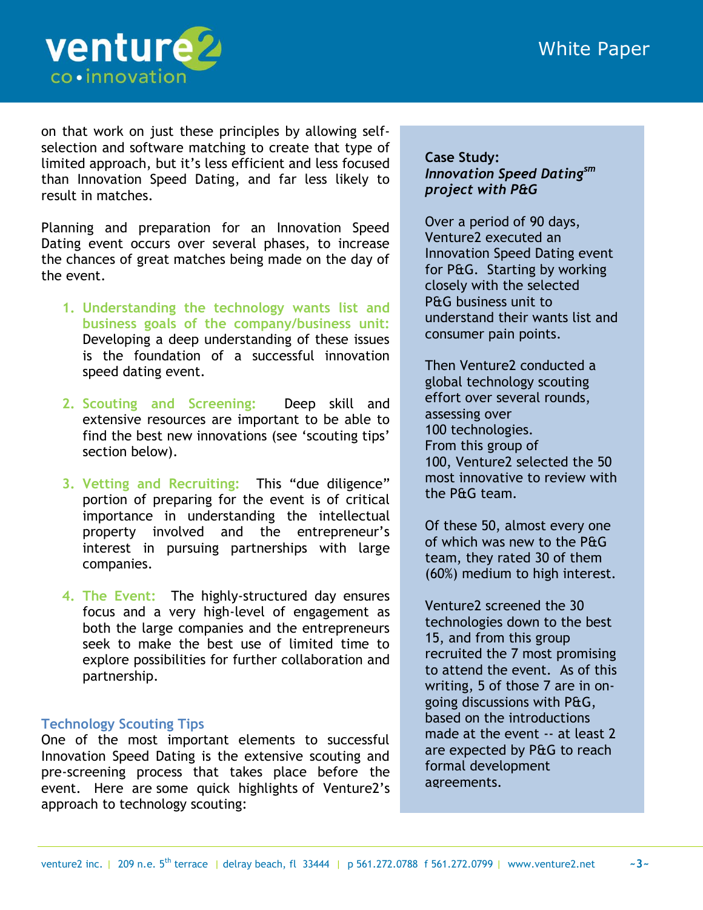on that work on just these principles by allowing self-selection and software matching to create that type of limited approach, but it's less efficient and less focused than Innovation Speed Dating, and far less likely to result in matches.

Planning and preparation for an Innovation Speed Dating event occurs over several phases, to increase the chances of great matches being made on the day of the event.

1. **Understanding the technology wants list and business goals of the company/business unit:** Developing a deep understanding of these issues is the foundation of a successful innovation speed dating event.

2. **Scouting and Screening:** Deep skill and extensive resources are important to be able to find the best new innovations (see 'scouting tips' section below).

3. **Vetting and Recruiting:** This "due diligence" portion of preparing for the event is of critical importance in understanding the intellectual property involved and the entrepreneur's interest in pursuing partnerships with large companies.

4. **The Event:** The highly-structured day ensures focus and a very high-level of engagement as both the large companies and the entrepreneurs seek to make the best use of limited time to explore possibilities for further collaboration and partnership.

## Technology Scouting Tips

One of the most important elements to successful Innovation Speed Dating is the extensive scouting and pre-screening process that takes place before the event. Here are some quick highlights of Venture2's approach to technology scouting:

**Case Study:**
***Innovation Speed Dating[sm] project with P&G***

Over a period of 90 days, Venture2 executed an Innovation Speed Dating event for P&G. Starting by working closely with the selected P&G business unit to understand their wants list and consumer pain points.

Then Venture2 conducted a global technology scouting effort over several rounds, assessing over 100 technologies. From this group of 100, Venture2 selected the 50 most innovative to review with the P&G team.

Of these 50, almost every one of which was new to the P&G team, they rated 30 of them (60%) medium to high interest.

Venture2 screened the 30 technologies down to the best 15, and from this group recruited the 7 most promising to attend the event. As of this writing, 5 of those 7 are in on-going discussions with P&G, based on the introductions made at the event -- at least 2 are expected by P&G to reach formal development agreements.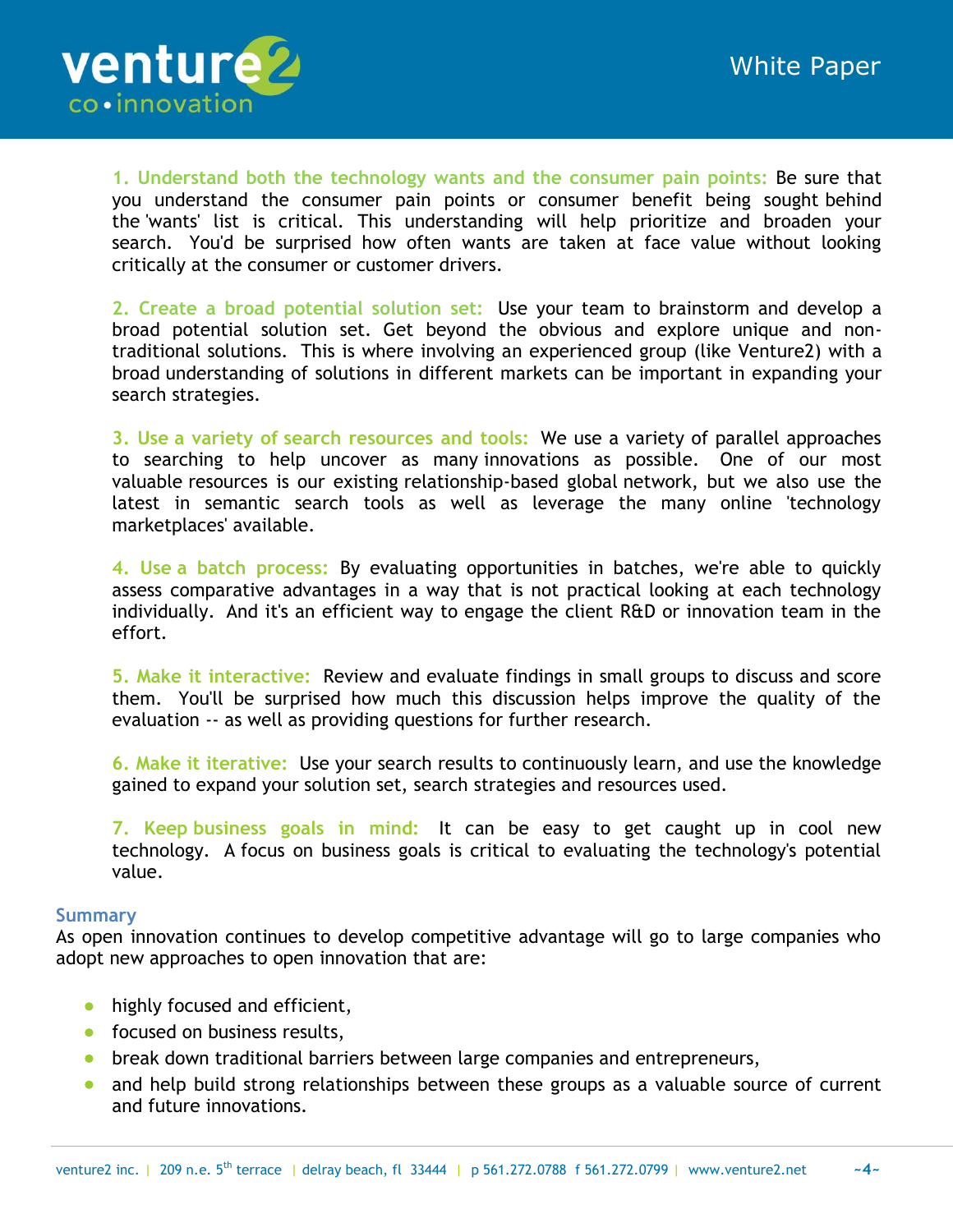**1. Understand both the technology wants and the consumer pain points:** Be sure that you understand the consumer pain points or consumer benefit being sought behind the 'wants' list is critical. This understanding will help prioritize and broaden your search. You'd be surprised how often wants are taken at face value without looking critically at the consumer or customer drivers.

**2. Create a broad potential solution set:** Use your team to brainstorm and develop a broad potential solution set. Get beyond the obvious and explore unique and non-traditional solutions. This is where involving an experienced group (like Venture2) with a broad understanding of solutions in different markets can be important in expanding your search strategies.

**3. Use a variety of search resources and tools:** We use a variety of parallel approaches to searching to help uncover as many innovations as possible. One of our most valuable resources is our existing relationship-based global network, but we also use the latest in semantic search tools as well as leverage the many online 'technology marketplaces' available.

**4. Use a batch process:** By evaluating opportunities in batches, we're able to quickly assess comparative advantages in a way that is not practical looking at each technology individually. And it's an efficient way to engage the client R&D or innovation team in the effort.

**5. Make it interactive:** Review and evaluate findings in small groups to discuss and score them. You'll be surprised how much this discussion helps improve the quality of the evaluation -- as well as providing questions for further research.

**6. Make it iterative:** Use your search results to continuously learn, and use the knowledge gained to expand your solution set, search strategies and resources used.

**7. Keep business goals in mind:** It can be easy to get caught up in cool new technology. A focus on business goals is critical to evaluating the technology's potential value.

## Summary

As open innovation continues to develop competitive advantage will go to large companies who adopt new approaches to open innovation that are:

- highly focused and efficient,
- focused on business results,
- break down traditional barriers between large companies and entrepreneurs,
- and help build strong relationships between these groups as a valuable source of current and future innovations.